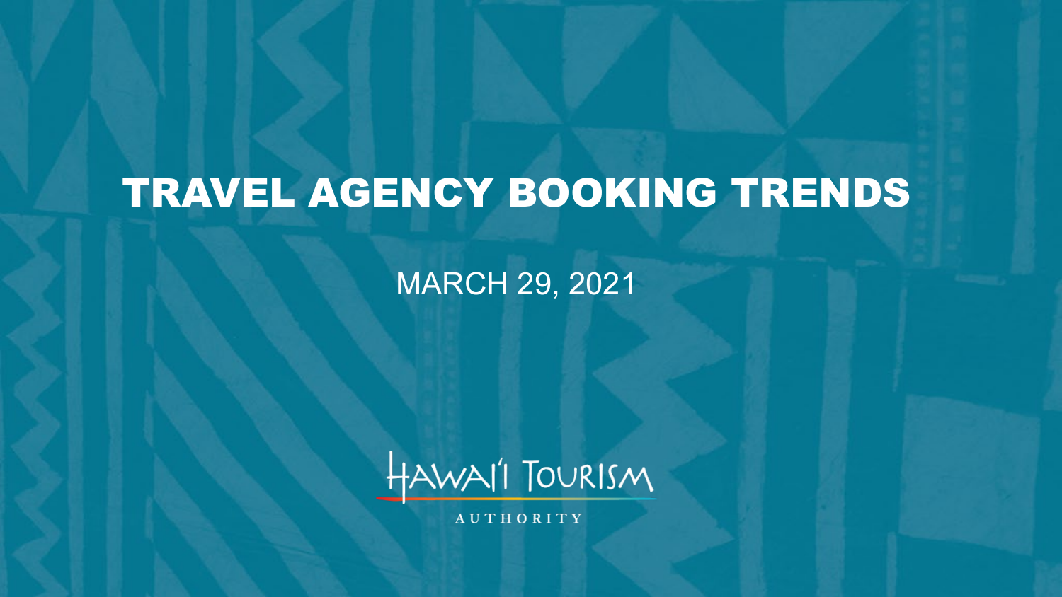# TRAVEL AGENCY BOOKING TRENDS

MARCH 29, 2021

HAWAI'I TOURISM AUTHORITY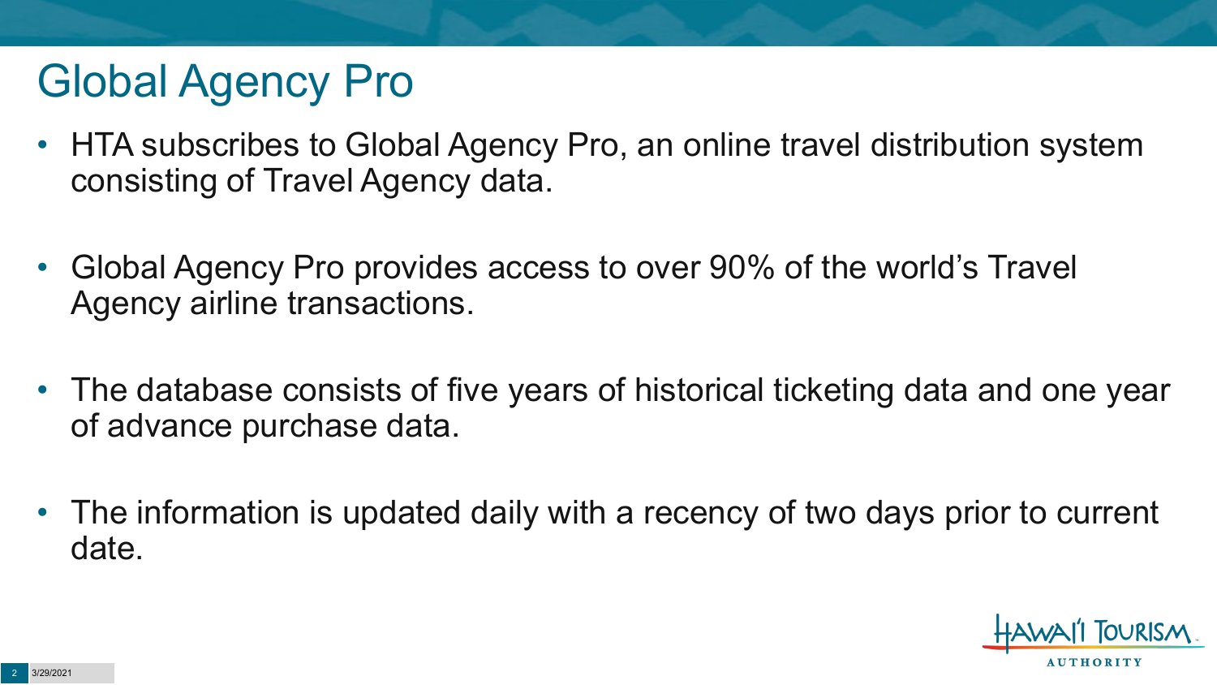# Global Agency Pro

- HTA subscribes to Global Agency Pro, an online travel distribution system consisting of Travel Agency data.
- Global Agency Pro provides access to over 90% of the world's Travel Agency airline transactions.
- The database consists of five years of historical ticketing data and one year of advance purchase data.
- The information is updated daily with a recency of two days prior to current date.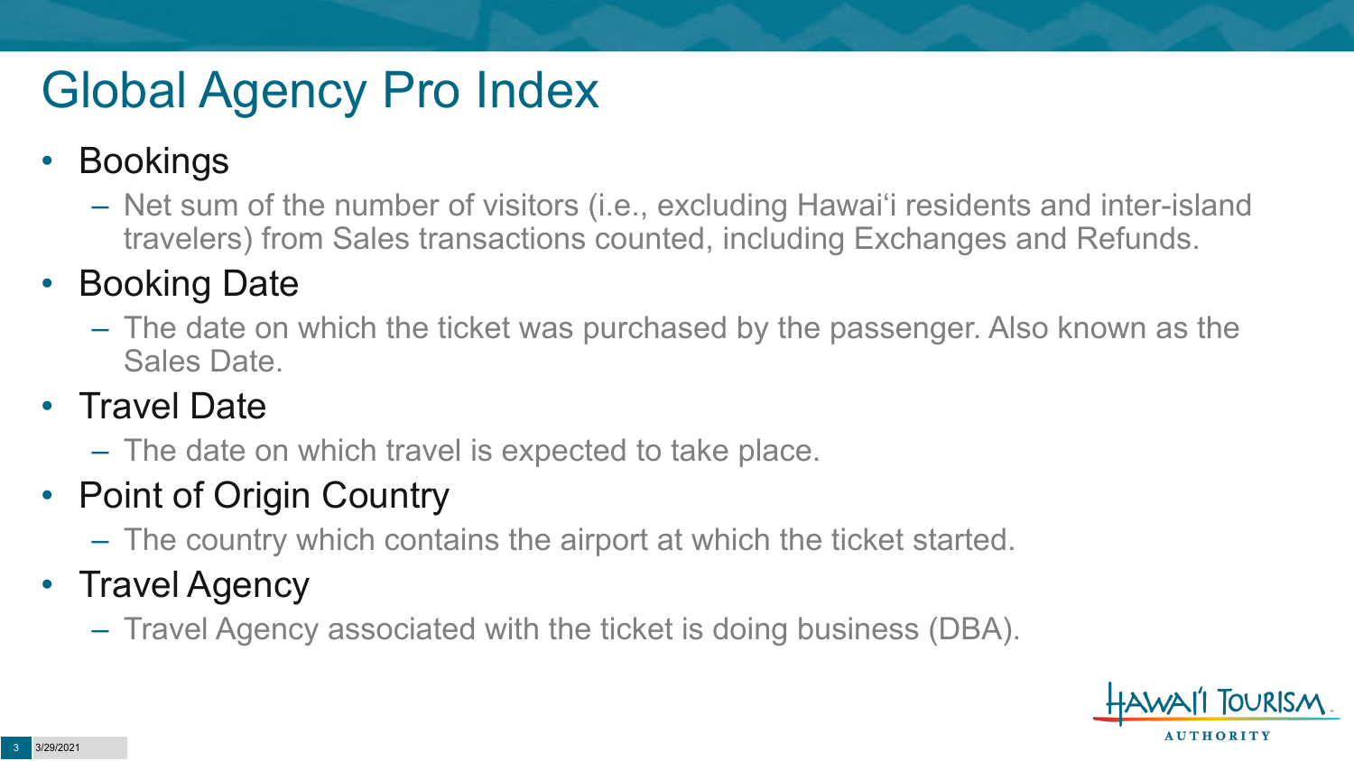# Global Agency Pro Index

- Bookings
  - Net sum of the number of visitors (i.e., excluding Hawai‘i residents and inter-island travelers) from Sales transactions counted, including Exchanges and Refunds.
- Booking Date
  - The date on which the ticket was purchased by the passenger. Also known as the Sales Date.
- Travel Date
  - The date on which travel is expected to take place.
- Point of Origin Country
  - The country which contains the airport at which the ticket started.
- Travel Agency
  - Travel Agency associated with the ticket is doing business (DBA).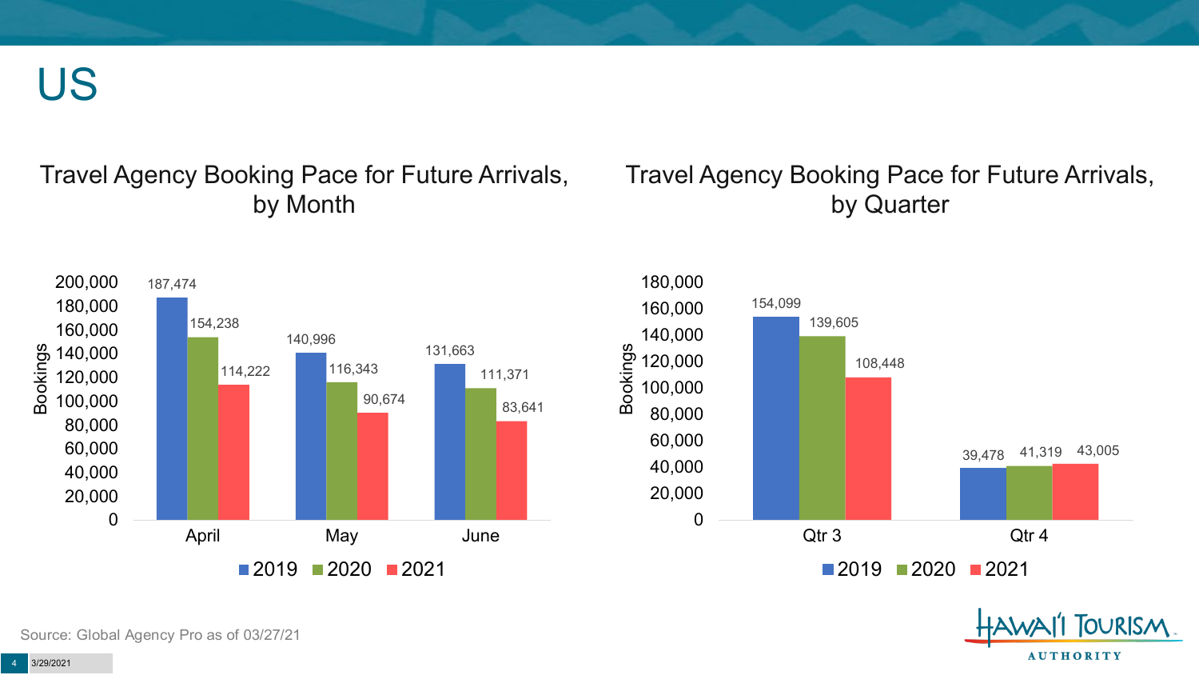# US

## Travel Agency Booking Pace for Future Arrivals, by Month

| Month | 2019 | 2020 | 2021 |
| --- | --- | --- | --- |
| April | 187,474 | 154,238 | 114,222 |
| May | 140,996 | 116,343 | 90,674 |
| June | 131,663 | 111,371 | 83,641 |

## Travel Agency Booking Pace for Future Arrivals, by Quarter

| Quarter | 2019 | 2020 | 2021 |
| --- | --- | --- | --- |
| Qtr 3 | 154,099 | 139,605 | 108,448 |
| Qtr 4 | 39,478 | 41,319 | 43,005 |

Source: Global Agency Pro as of 03/27/21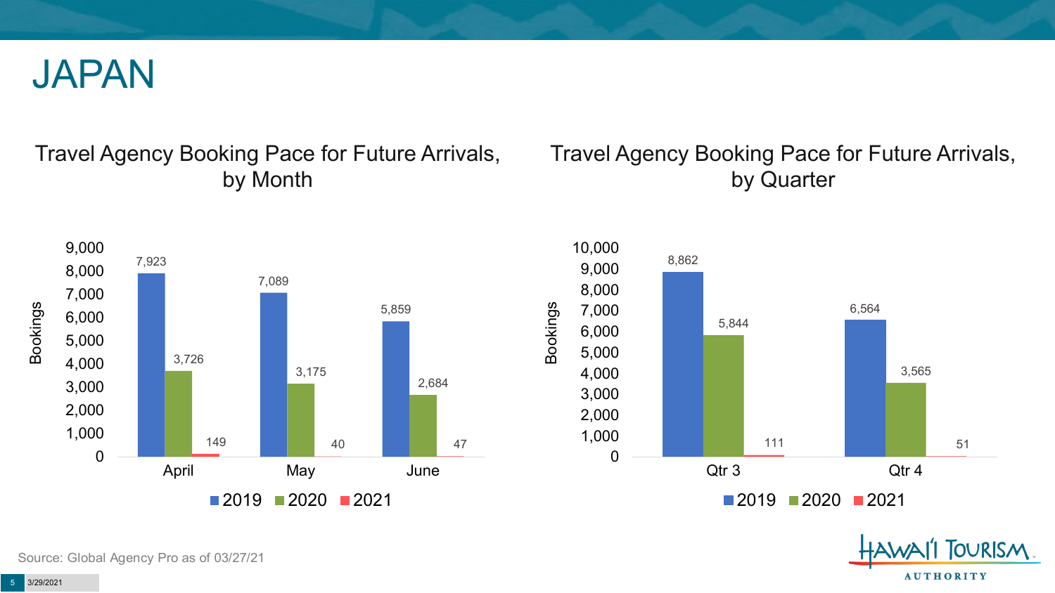# JAPAN

## Travel Agency Booking Pace for Future Arrivals, by Month

| Month | 2019 | 2020 | 2021 |
| --- | --- | --- | --- |
| April | 7,923 | 3,726 | 149 |
| May | 7,089 | 3,175 | 40 |
| June | 5,859 | 2,684 | 47 |

## Travel Agency Booking Pace for Future Arrivals, by Quarter

| Quarter | 2019 | 2020 | 2021 |
| --- | --- | --- | --- |
| Qtr 3 | 8,862 | 5,844 | 111 |
| Qtr 4 | 6,564 | 3,565 | 51 |

Source: Global Agency Pro as of 03/27/21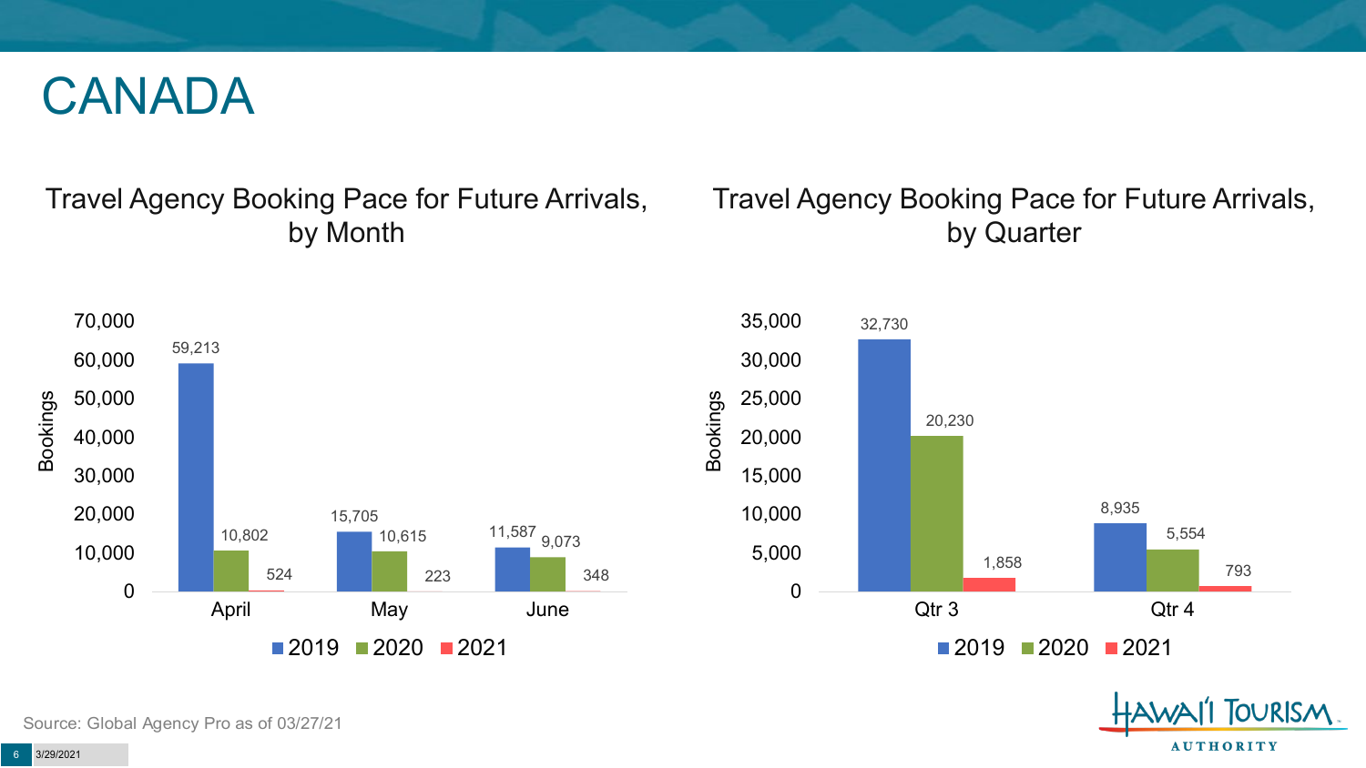# CANADA

## Travel Agency Booking Pace for Future Arrivals, by Month

| Month | 2019 | 2020 | 2021 |
| --- | --- | --- | --- |
| April | 59,213 | 10,802 | 524 |
| May | 15,705 | 10,615 | 223 |
| June | 11,587 | 9,073 | 348 |

## Travel Agency Booking Pace for Future Arrivals, by Quarter

| Quarter | 2019 | 2020 | 2021 |
| --- | --- | --- | --- |
| Qtr 3 | 32,730 | 20,230 | 1,858 |
| Qtr 4 | 8,935 | 5,554 | 793 |

Source: Global Agency Pro as of 03/27/21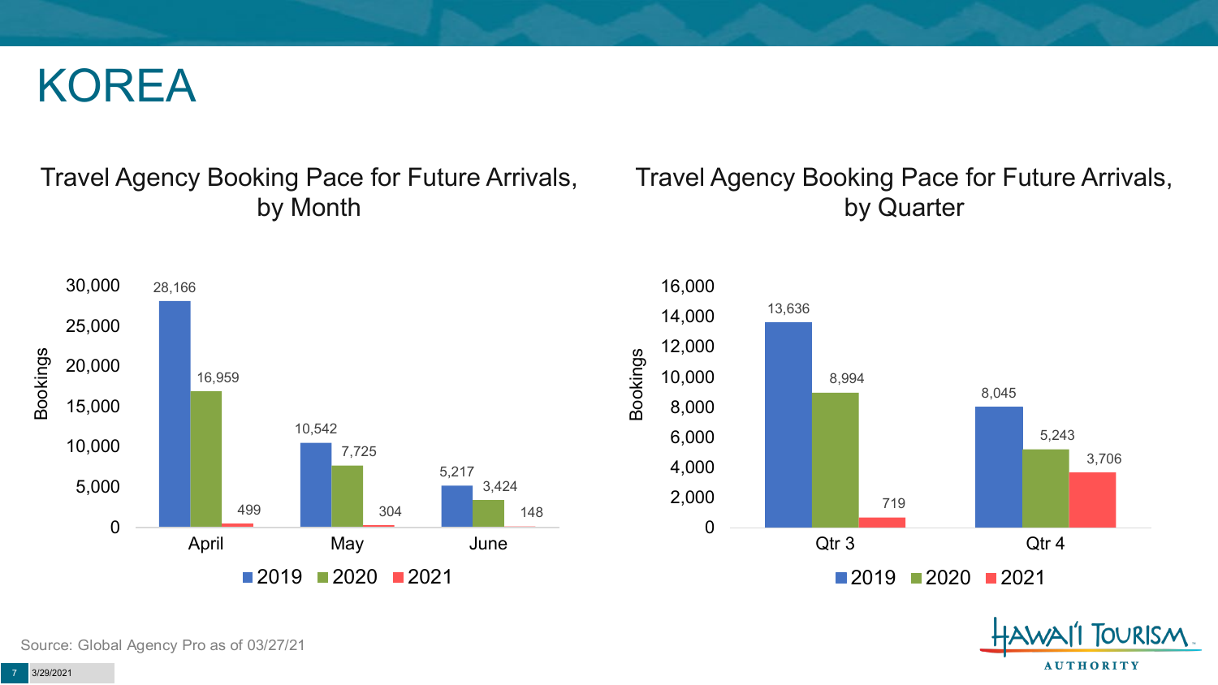# KOREA

## Travel Agency Booking Pace for Future Arrivals, by Month

| Month | 2019 | 2020 | 2021 |
|---|---|---|---|
| April | 28,166 | 16,959 | 499 |
| May | 10,542 | 7,725 | 304 |
| June | 5,217 | 3,424 | 148 |

## Travel Agency Booking Pace for Future Arrivals, by Quarter

| Quarter | 2019 | 2020 | 2021 |
|---|---|---|---|
| Qtr 3 | 13,636 | 8,994 | 719 |
| Qtr 4 | 8,045 | 5,243 | 3,706 |

Source: Global Agency Pro as of 03/27/21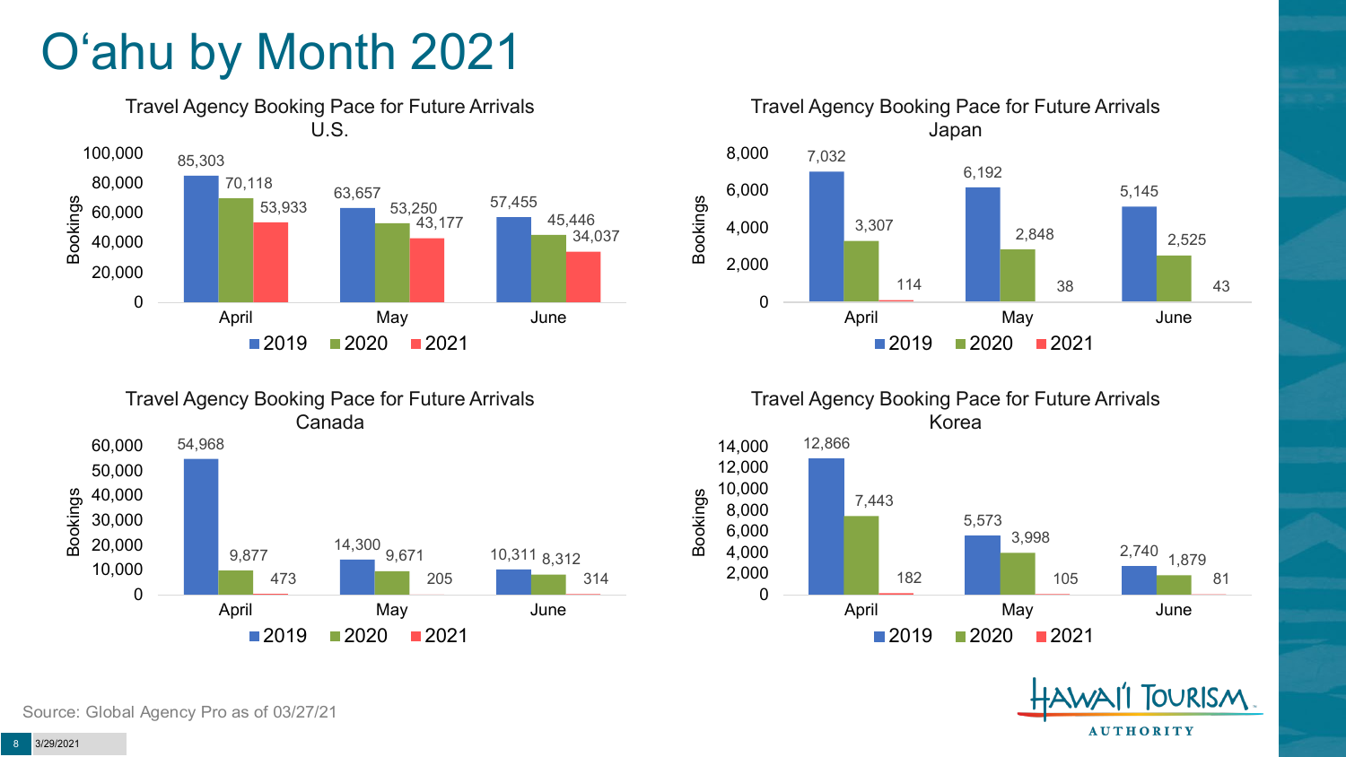# O'ahu by Month 2021

### Travel Agency Booking Pace for Future Arrivals U.S.

| Month | 2019 | 2020 | 2021 |
|---|---|---|---|
| April | 85,303 | 70,118 | 53,933 |
| May | 63,657 | 53,250 | 43,177 |
| June | 57,455 | 45,446 | 34,037 |

### Travel Agency Booking Pace for Future Arrivals Japan

| Month | 2019 | 2020 | 2021 |
|---|---|---|---|
| April | 7,032 | 3,307 | 114 |
| May | 6,192 | 2,848 | 38 |
| June | 5,145 | 2,525 | 43 |

### Travel Agency Booking Pace for Future Arrivals Canada

| Month | 2019 | 2020 | 2021 |
|---|---|---|---|
| April | 54,968 | 9,877 | 473 |
| May | 14,300 | 9,671 | 205 |
| June | 10,311 | 8,312 | 314 |

### Travel Agency Booking Pace for Future Arrivals Korea

| Month | 2019 | 2020 | 2021 |
|---|---|---|---|
| April | 12,866 | 7,443 | 182 |
| May | 5,573 | 3,998 | 105 |
| June | 2,740 | 1,879 | 81 |

Source: Global Agency Pro as of 03/27/21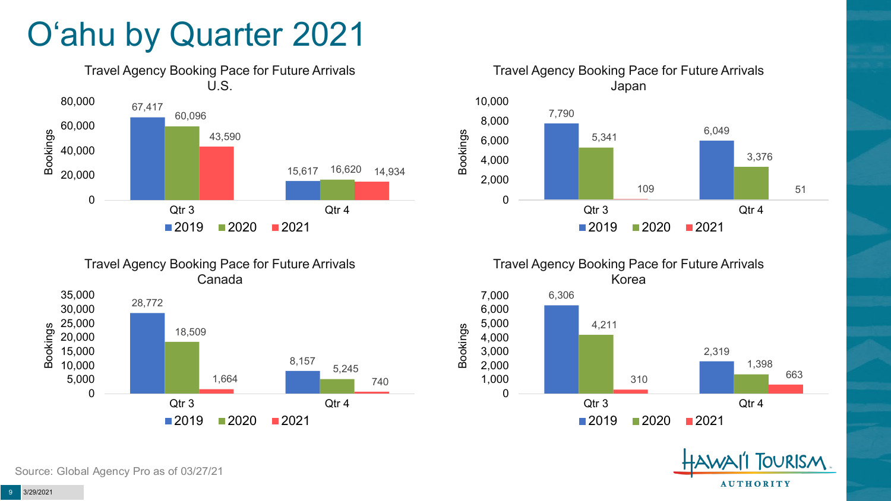# O'ahu by Quarter 2021

**Travel Agency Booking Pace for Future Arrivals U.S.**

| Bookings | 2019 | 2020 | 2021 |
|---|---|---|---|
| Qtr 3 | 67,417 | 60,096 | 43,590 |
| Qtr 4 | 15,617 | 16,620 | 14,934 |

**Travel Agency Booking Pace for Future Arrivals Japan**

| Bookings | 2019 | 2020 | 2021 |
|---|---|---|---|
| Qtr 3 | 7,790 | 5,341 | 109 |
| Qtr 4 | 6,049 | 3,376 | 51 |

**Travel Agency Booking Pace for Future Arrivals Canada**

| Bookings | 2019 | 2020 | 2021 |
|---|---|---|---|
| Qtr 3 | 28,772 | 18,509 | 1,664 |
| Qtr 4 | 8,157 | 5,245 | 740 |

**Travel Agency Booking Pace for Future Arrivals Korea**

| Bookings | 2019 | 2020 | 2021 |
|---|---|---|---|
| Qtr 3 | 6,306 | 4,211 | 310 |
| Qtr 4 | 2,319 | 1,398 | 663 |

Source: Global Agency Pro as of 03/27/21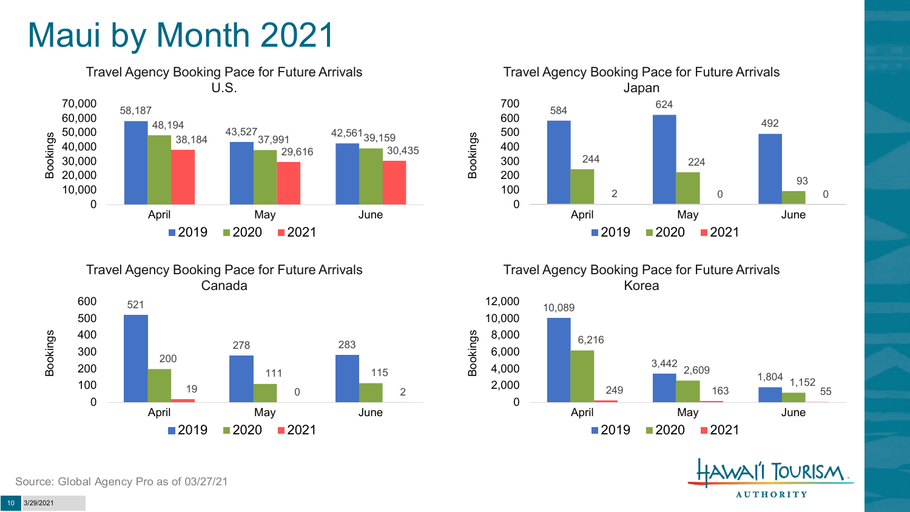# Maui by Month 2021

### Travel Agency Booking Pace for Future Arrivals U.S.

| Month | 2019 | 2020 | 2021 |
| --- | --- | --- | --- |
| April | 58,187 | 48,194 | 38,184 |
| May | 43,527 | 37,991 | 29,616 |
| June | 42,561 | 39,159 | 30,435 |

### Travel Agency Booking Pace for Future Arrivals Japan

| Month | 2019 | 2020 | 2021 |
| --- | --- | --- | --- |
| April | 584 | 244 | 2 |
| May | 624 | 224 | 0 |
| June | 492 | 93 | 0 |

### Travel Agency Booking Pace for Future Arrivals Canada

| Month | 2019 | 2020 | 2021 |
| --- | --- | --- | --- |
| April | 521 | 200 | 19 |
| May | 278 | 111 | 0 |
| June | 283 | 115 | 2 |

### Travel Agency Booking Pace for Future Arrivals Korea

| Month | 2019 | 2020 | 2021 |
| --- | --- | --- | --- |
| April | 10,089 | 6,216 | 249 |
| May | 3,442 | 2,609 | 163 |
| June | 1,804 | 1,152 | 55 |

Source: Global Agency Pro as of 03/27/21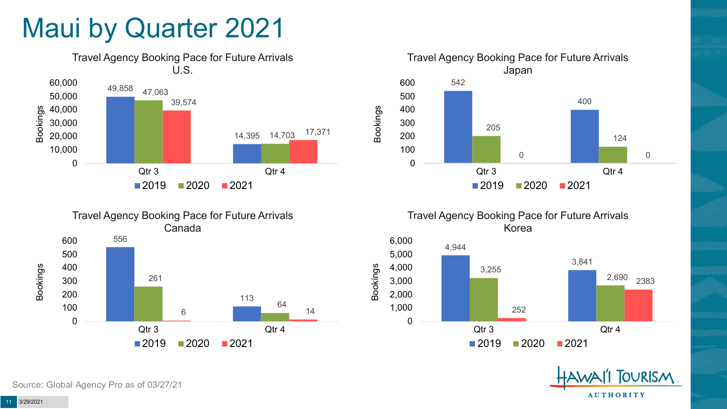# Maui by Quarter 2021

### Travel Agency Booking Pace for Future Arrivals U.S.

| Bookings | 2019 | 2020 | 2021 |
|---|---|---|---|
| Qtr 3 | 49,858 | 47,063 | 39,574 |
| Qtr 4 | 14,395 | 14,703 | 17,371 |

### Travel Agency Booking Pace for Future Arrivals Japan

| Bookings | 2019 | 2020 | 2021 |
|---|---|---|---|
| Qtr 3 | 542 | 205 | 0 |
| Qtr 4 | 400 | 124 | 0 |

### Travel Agency Booking Pace for Future Arrivals Canada

| Bookings | 2019 | 2020 | 2021 |
|---|---|---|---|
| Qtr 3 | 556 | 261 | 6 |
| Qtr 4 | 113 | 64 | 14 |

### Travel Agency Booking Pace for Future Arrivals Korea

| Bookings | 2019 | 2020 | 2021 |
|---|---|---|---|
| Qtr 3 | 4,944 | 3,255 | 252 |
| Qtr 4 | 3,841 | 2,690 | 2383 |

Source: Global Agency Pro as of 03/27/21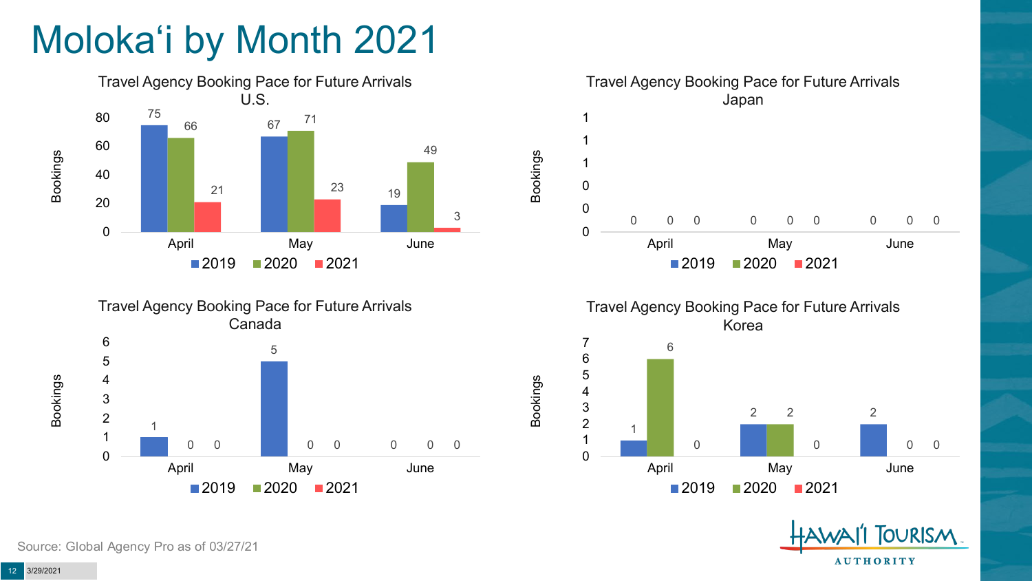# Molokaʻi by Month 2021

### Travel Agency Booking Pace for Future Arrivals U.S.

| Bookings | 2019 | 2020 | 2021 |
|---|---|---|---|
| April | 75 | 66 | 21 |
| May | 67 | 71 | 23 |
| June | 19 | 49 | 3 |

### Travel Agency Booking Pace for Future Arrivals Japan

| Bookings | 2019 | 2020 | 2021 |
|---|---|---|---|
| April | 0 | 0 | 0 |
| May | 0 | 0 | 0 |
| June | 0 | 0 | 0 |

### Travel Agency Booking Pace for Future Arrivals Canada

| Bookings | 2019 | 2020 | 2021 |
|---|---|---|---|
| April | 1 | 0 | 0 |
| May | 5 | 0 | 0 |
| June | 0 | 0 | 0 |

### Travel Agency Booking Pace for Future Arrivals Korea

| Bookings | 2019 | 2020 | 2021 |
|---|---|---|---|
| April | 1 | 6 | 0 |
| May | 2 | 2 | 0 |
| June | 2 | 0 | 0 |

Source: Global Agency Pro as of 03/27/21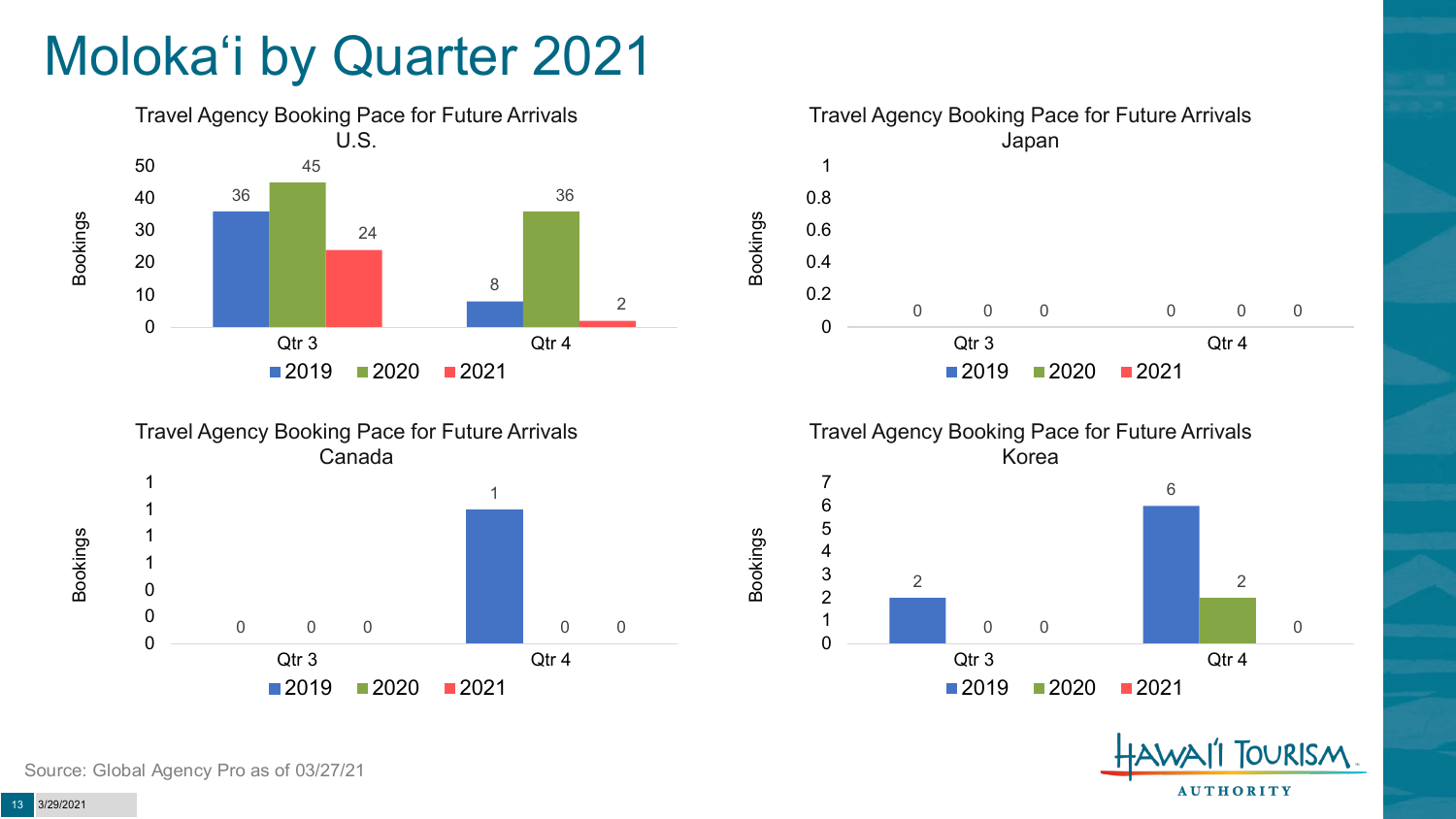# Moloka'i by Quarter 2021

**Travel Agency Booking Pace for Future Arrivals U.S.**

| Bookings | 2019 | 2020 | 2021 |
| --- | --- | --- | --- |
| Qtr 3 | 36 | 45 | 24 |
| Qtr 4 | 8 | 36 | 2 |

**Travel Agency Booking Pace for Future Arrivals Japan**

| Bookings | 2019 | 2020 | 2021 |
| --- | --- | --- | --- |
| Qtr 3 | 0 | 0 | 0 |
| Qtr 4 | 0 | 0 | 0 |

**Travel Agency Booking Pace for Future Arrivals Canada**

| Bookings | 2019 | 2020 | 2021 |
| --- | --- | --- | --- |
| Qtr 3 | 0 | 0 | 0 |
| Qtr 4 | 1 | 0 | 0 |

**Travel Agency Booking Pace for Future Arrivals Korea**

| Bookings | 2019 | 2020 | 2021 |
| --- | --- | --- | --- |
| Qtr 3 | 2 | 0 | 0 |
| Qtr 4 | 6 | 2 | 0 |

Source: Global Agency Pro as of 03/27/21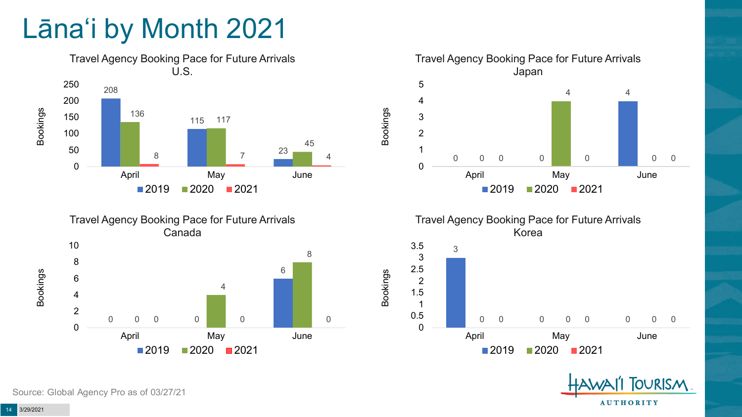# Lānaʻi by Month 2021

### Travel Agency Booking Pace for Future Arrivals U.S.

| Bookings | 2019 | 2020 | 2021 |
|---|---|---|---|
| April | 208 | 136 | 8 |
| May | 115 | 117 | 7 |
| June | 23 | 45 | 4 |

### Travel Agency Booking Pace for Future Arrivals Japan

| Bookings | 2019 | 2020 | 2021 |
|---|---|---|---|
| April | 0 | 0 | 0 |
| May | 0 | 4 | 0 |
| June | 4 | 0 | 0 |

### Travel Agency Booking Pace for Future Arrivals Canada

| Bookings | 2019 | 2020 | 2021 |
|---|---|---|---|
| April | 0 | 0 | 0 |
| May | 0 | 4 | 0 |
| June | 6 | 8 | 0 |

### Travel Agency Booking Pace for Future Arrivals Korea

| Bookings | 2019 | 2020 | 2021 |
|---|---|---|---|
| April | 3 | 0 | 0 |
| May | 0 | 0 | 0 |
| June | 0 | 0 | 0 |

Source: Global Agency Pro as of 03/27/21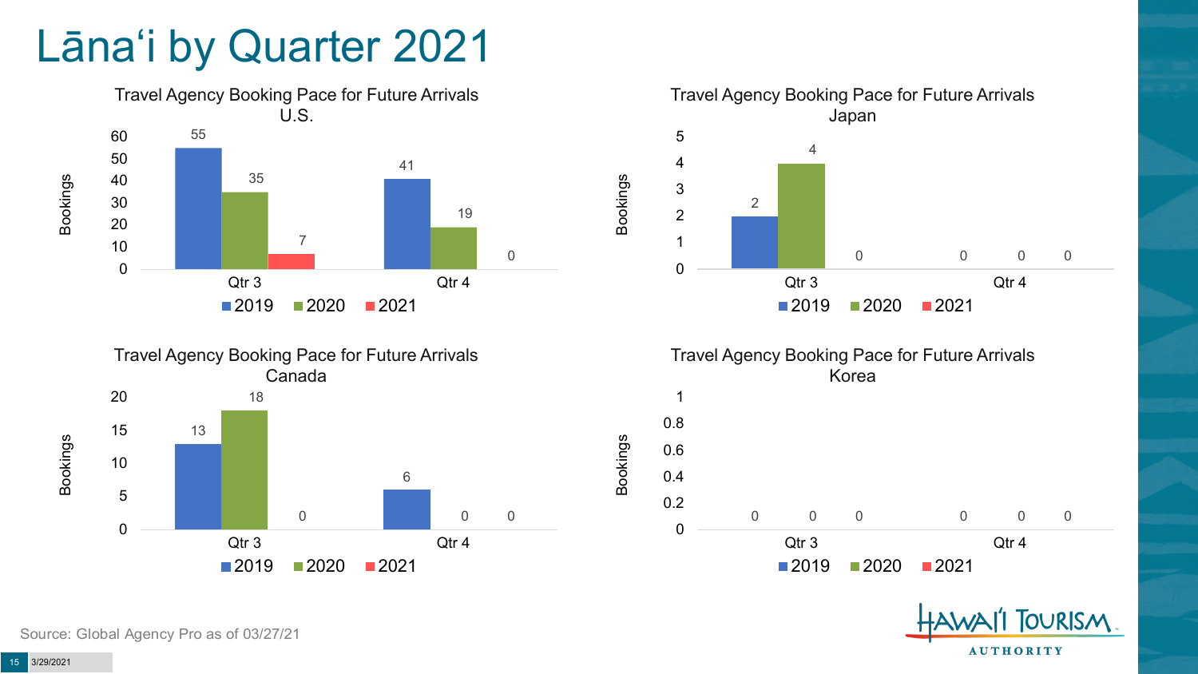# Lānaʻi by Quarter 2021

### Travel Agency Booking Pace for Future Arrivals U.S.

| Bookings | 2019 | 2020 | 2021 |
|---|---|---|---|
| Qtr 3 | 55 | 35 | 7 |
| Qtr 4 | 41 | 19 | 0 |

### Travel Agency Booking Pace for Future Arrivals Japan

| Bookings | 2019 | 2020 | 2021 |
|---|---|---|---|
| Qtr 3 | 2 | 4 | 0 |
| Qtr 4 | 0 | 0 | 0 |

### Travel Agency Booking Pace for Future Arrivals Canada

| Bookings | 2019 | 2020 | 2021 |
|---|---|---|---|
| Qtr 3 | 13 | 18 | 0 |
| Qtr 4 | 6 | 0 | 0 |

### Travel Agency Booking Pace for Future Arrivals Korea

| Bookings | 2019 | 2020 | 2021 |
|---|---|---|---|
| Qtr 3 | 0 | 0 | 0 |
| Qtr 4 | 0 | 0 | 0 |

Source: Global Agency Pro as of 03/27/21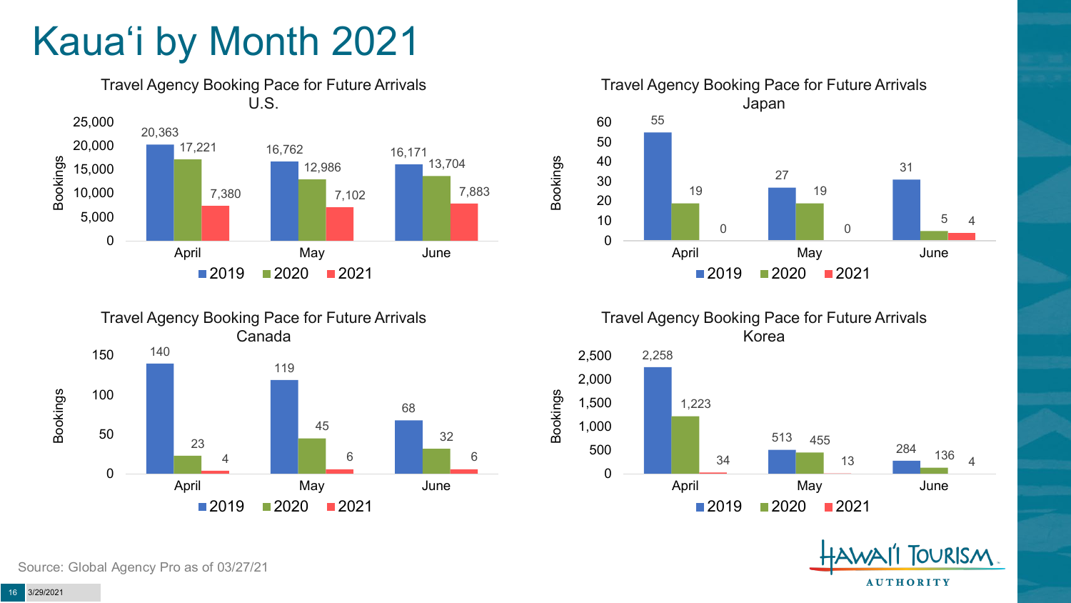# Kaua'i by Month 2021

### Travel Agency Booking Pace for Future Arrivals U.S.

| Bookings | 2019 | 2020 | 2021 |
|---|---|---|---|
| April | 20,363 | 17,221 | 7,380 |
| May | 16,762 | 12,986 | 7,102 |
| June | 16,171 | 13,704 | 7,883 |

### Travel Agency Booking Pace for Future Arrivals Japan

| Bookings | 2019 | 2020 | 2021 |
|---|---|---|---|
| April | 55 | 19 | 0 |
| May | 27 | 19 | 0 |
| June | 31 | 5 | 4 |

### Travel Agency Booking Pace for Future Arrivals Canada

| Bookings | 2019 | 2020 | 2021 |
|---|---|---|---|
| April | 140 | 23 | 4 |
| May | 119 | 45 | 6 |
| June | 68 | 32 | 6 |

### Travel Agency Booking Pace for Future Arrivals Korea

| Bookings | 2019 | 2020 | 2021 |
|---|---|---|---|
| April | 2,258 | 1,223 | 34 |
| May | 513 | 455 | 13 |
| June | 284 | 136 | 4 |

Source: Global Agency Pro as of 03/27/21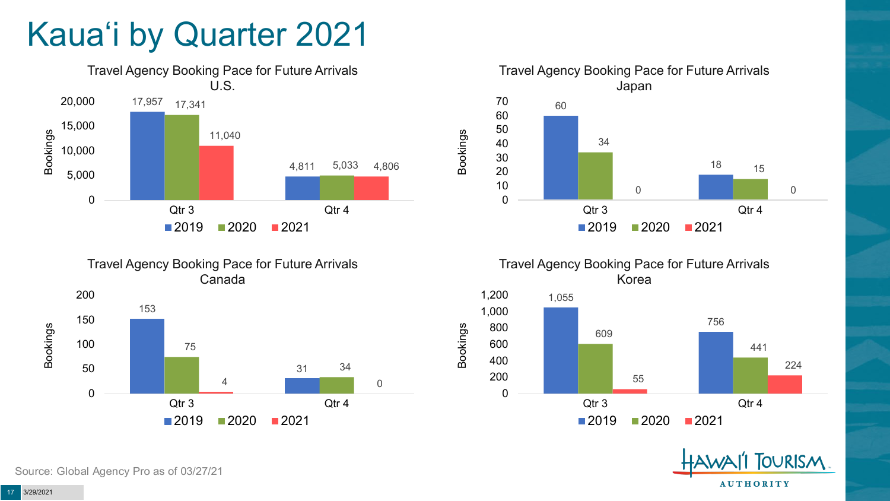# Kauaʻi by Quarter 2021

### Travel Agency Booking Pace for Future Arrivals U.S.

| Bookings | 2019 | 2020 | 2021 |
|---|---|---|---|
| Qtr 3 | 17,957 | 17,341 | 11,040 |
| Qtr 4 | 4,811 | 5,033 | 4,806 |

### Travel Agency Booking Pace for Future Arrivals Japan

| Bookings | 2019 | 2020 | 2021 |
|---|---|---|---|
| Qtr 3 | 60 | 34 | 0 |
| Qtr 4 | 18 | 15 | 0 |

### Travel Agency Booking Pace for Future Arrivals Canada

| Bookings | 2019 | 2020 | 2021 |
|---|---|---|---|
| Qtr 3 | 153 | 75 | 4 |
| Qtr 4 | 31 | 34 | 0 |

### Travel Agency Booking Pace for Future Arrivals Korea

| Bookings | 2019 | 2020 | 2021 |
|---|---|---|---|
| Qtr 3 | 1,055 | 609 | 55 |
| Qtr 4 | 756 | 441 | 224 |

Source: Global Agency Pro as of 03/27/21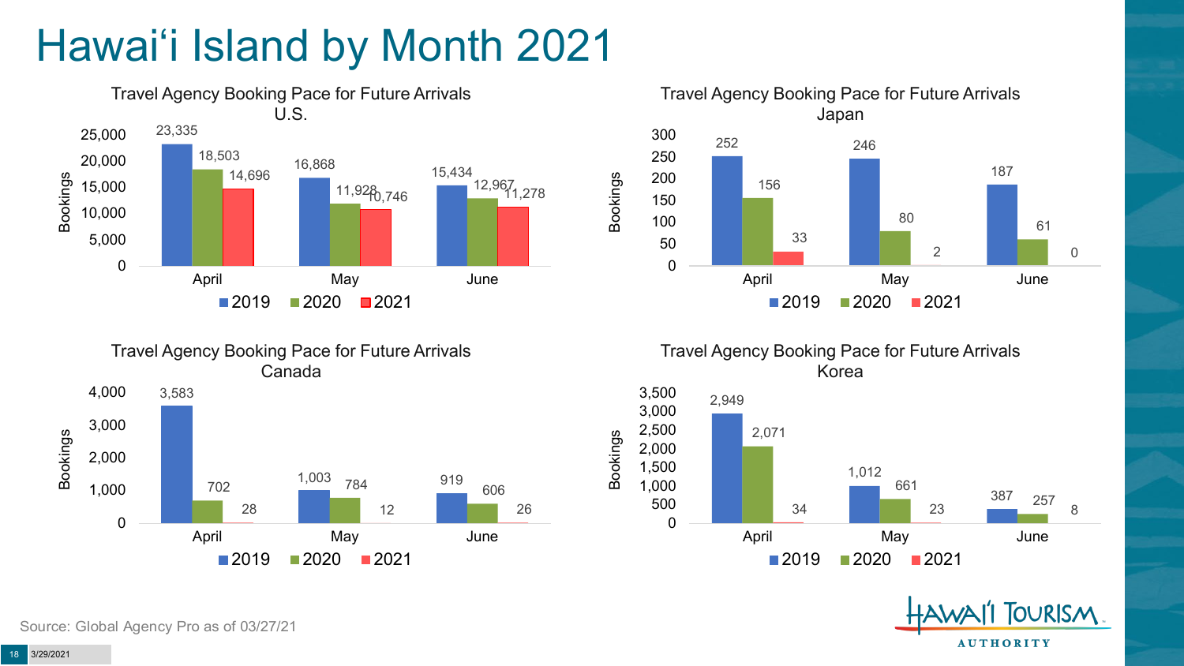# Hawai'i Island by Month 2021

### Travel Agency Booking Pace for Future Arrivals U.S.

| Bookings | 2019 | 2020 | 2021 |
|---|---|---|---|
| April | 23,335 | 18,503 | 14,696 |
| May | 16,868 | 11,928 | 10,746 |
| June | 15,434 | 12,967 | 11,278 |

### Travel Agency Booking Pace for Future Arrivals Japan

| Bookings | 2019 | 2020 | 2021 |
|---|---|---|---|
| April | 252 | 156 | 33 |
| May | 246 | 80 | 2 |
| June | 187 | 61 | 0 |

### Travel Agency Booking Pace for Future Arrivals Canada

| Bookings | 2019 | 2020 | 2021 |
|---|---|---|---|
| April | 3,583 | 702 | 28 |
| May | 1,003 | 784 | 12 |
| June | 919 | 606 | 26 |

### Travel Agency Booking Pace for Future Arrivals Korea

| Bookings | 2019 | 2020 | 2021 |
|---|---|---|---|
| April | 2,949 | 2,071 | 34 |
| May | 1,012 | 661 | 23 |
| June | 387 | 257 | 8 |

Source: Global Agency Pro as of 03/27/21

HAWAI'I TOURISM AUTHORITY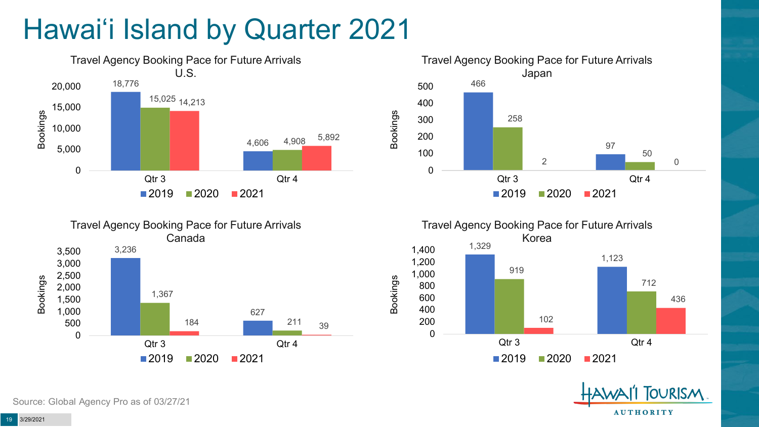# Hawai'i Island by Quarter 2021

Travel Agency Booking Pace for Future Arrivals
U.S.

Bookings

20,000
15,000
10,000
5,000
0

18,776
15,025
14,213
4,606
4,908
5,892

Qtr 3
Qtr 4

2019 2020 2021

Travel Agency Booking Pace for Future Arrivals
Japan

Bookings

500
400
300
200
100
0

466
258
2
97
50
0

Qtr 3
Qtr 4

2019 2020 2021

Travel Agency Booking Pace for Future Arrivals
Canada

Bookings

3,500
3,000
2,500
2,000
1,500
1,000
500
0

3,236
1,367
184
627
211
39

Qtr 3
Qtr 4

2019 2020 2021

Travel Agency Booking Pace for Future Arrivals
Korea

Bookings

1,400
1,200
1,000
800
600
400
200
0

1,329
919
102
1,123
712
436

Qtr 3
Qtr 4

2019 2020 2021

Source: Global Agency Pro as of 03/27/21

HAWAI'I TOURISM AUTHORITY